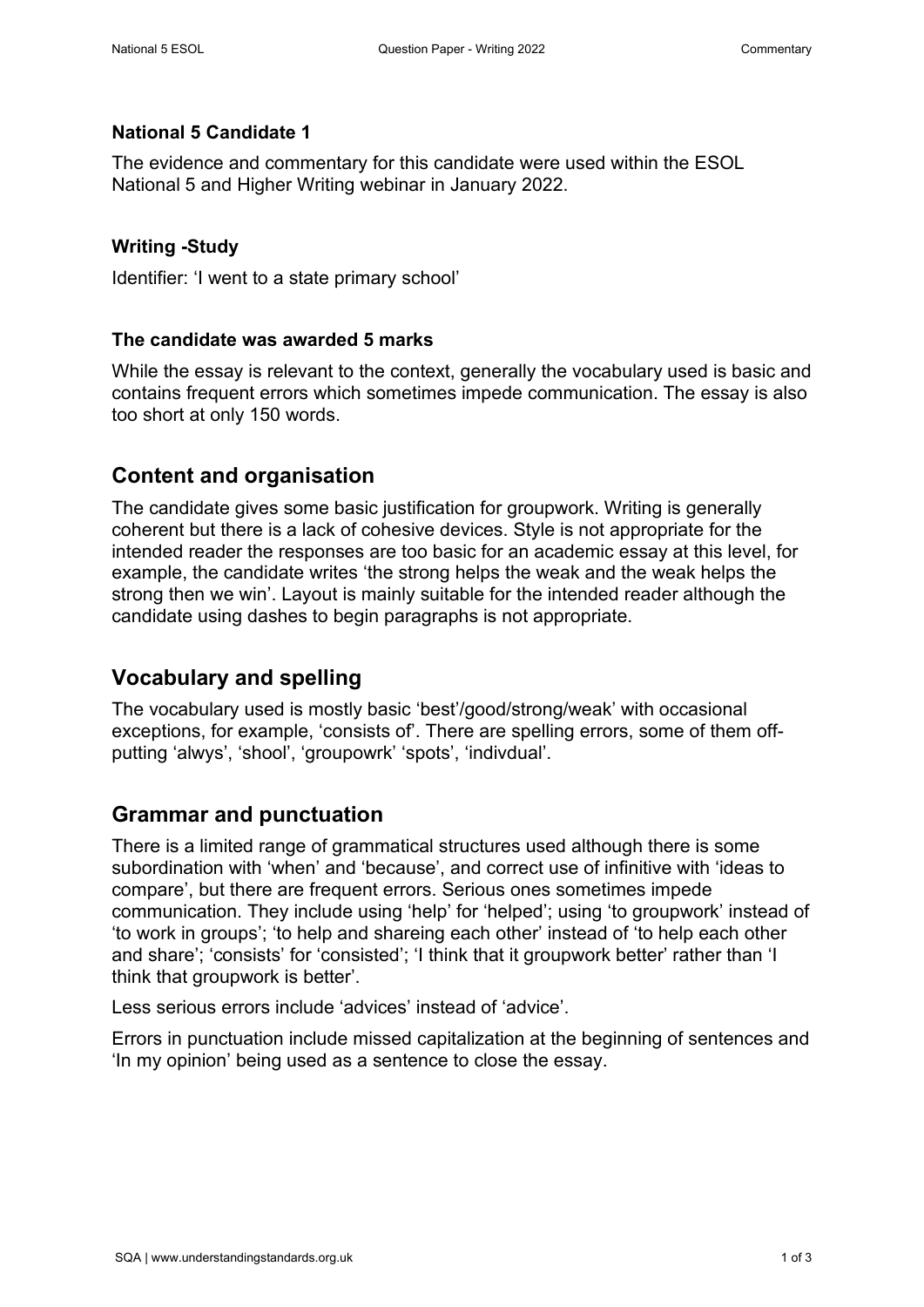**National 5 Candidate 1**

The evidence and commentary for this candidate were used within the ESOL National 5 and Higher Writing webinar in January 2022.

**Writing -Study**

Identifier: 'I went to a state primary school'

**The candidate was awarded 5 marks**

While the essay is relevant to the context, generally the vocabulary used is basic and contains frequent errors which sometimes impede communication. The essay is also too short at only 150 words.

## Content and organisation

The candidate gives some basic justification for groupwork. Writing is generally coherent but there is a lack of cohesive devices. Style is not appropriate for the intended reader the responses are too basic for an academic essay at this level, for example, the candidate writes 'the strong helps the weak and the weak helps the strong then we win'. Layout is mainly suitable for the intended reader although the candidate using dashes to begin paragraphs is not appropriate.

## Vocabulary and spelling

The vocabulary used is mostly basic 'best'/good/strong/weak' with occasional exceptions, for example, 'consists of'. There are spelling errors, some of them off-putting 'alwys', 'shool', 'groupowrk' 'spots', 'indivdual'.

## Grammar and punctuation

There is a limited range of grammatical structures used although there is some subordination with 'when' and 'because', and correct use of infinitive with 'ideas to compare', but there are frequent errors. Serious ones sometimes impede communication. They include using 'help' for 'helped'; using 'to groupwork' instead of 'to work in groups'; 'to help and shareing each other' instead of 'to help each other and share'; 'consists' for 'consisted'; 'I think that it groupwork better' rather than 'I think that groupwork is better'.

Less serious errors include 'advices' instead of 'advice'.

Errors in punctuation include missed capitalization at the beginning of sentences and 'In my opinion' being used as a sentence to close the essay.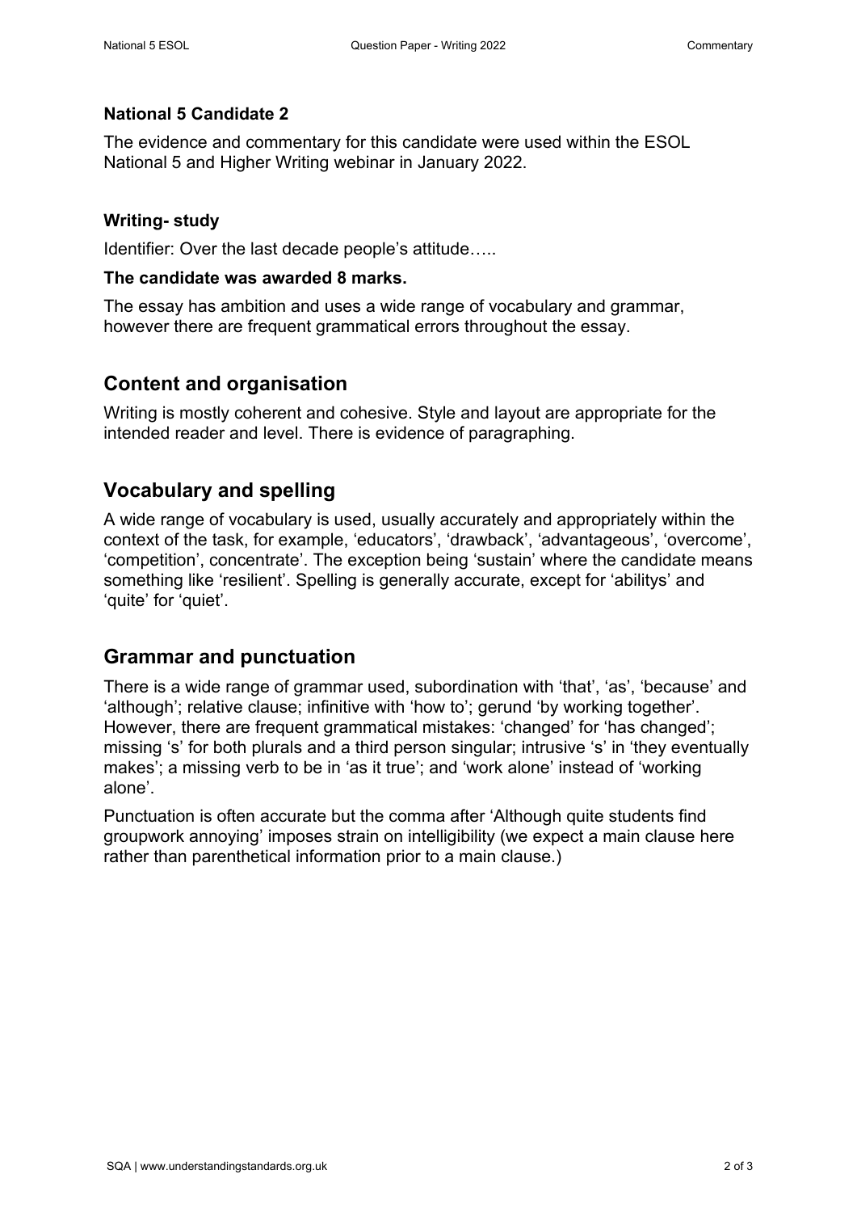### National 5 Candidate 2

The evidence and commentary for this candidate were used within the ESOL National 5 and Higher Writing webinar in January 2022.

#### Writing- study

Identifier: Over the last decade people's attitude…..

**The candidate was awarded 8 marks.**

The essay has ambition and uses a wide range of vocabulary and grammar, however there are frequent grammatical errors throughout the essay.

## Content and organisation

Writing is mostly coherent and cohesive. Style and layout are appropriate for the intended reader and level. There is evidence of paragraphing.

## Vocabulary and spelling

A wide range of vocabulary is used, usually accurately and appropriately within the context of the task, for example, 'educators', 'drawback', 'advantageous', 'overcome', 'competition', concentrate'. The exception being 'sustain' where the candidate means something like 'resilient'. Spelling is generally accurate, except for 'abilitys' and 'quite' for 'quiet'.

## Grammar and punctuation

There is a wide range of grammar used, subordination with 'that', 'as', 'because' and 'although'; relative clause; infinitive with 'how to'; gerund 'by working together'. However, there are frequent grammatical mistakes: 'changed' for 'has changed'; missing 's' for both plurals and a third person singular; intrusive 's' in 'they eventually makes'; a missing verb to be in 'as it true'; and 'work alone' instead of 'working alone'.

Punctuation is often accurate but the comma after 'Although quite students find groupwork annoying' imposes strain on intelligibility (we expect a main clause here rather than parenthetical information prior to a main clause.)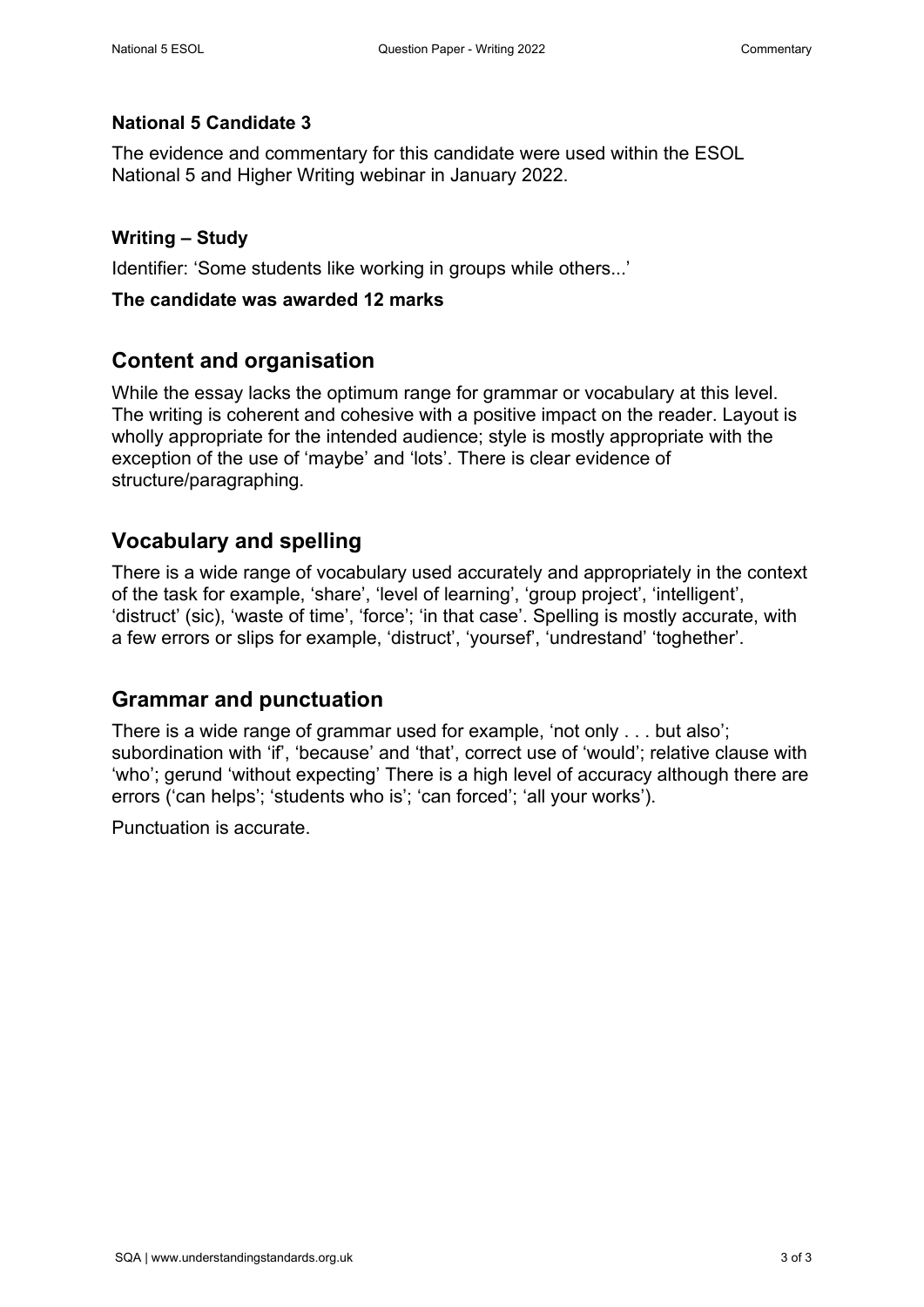### National 5 Candidate 3

The evidence and commentary for this candidate were used within the ESOL National 5 and Higher Writing webinar in January 2022.

#### Writing – Study

Identifier: 'Some students like working in groups while others...'

**The candidate was awarded 12 marks**

## Content and organisation

While the essay lacks the optimum range for grammar or vocabulary at this level. The writing is coherent and cohesive with a positive impact on the reader. Layout is wholly appropriate for the intended audience; style is mostly appropriate with the exception of the use of 'maybe' and 'lots'. There is clear evidence of structure/paragraphing.

## Vocabulary and spelling

There is a wide range of vocabulary used accurately and appropriately in the context of the task for example, 'share', 'level of learning', 'group project', 'intelligent', 'distruct' (sic), 'waste of time', 'force'; 'in that case'. Spelling is mostly accurate, with a few errors or slips for example, 'distruct', 'yoursef', 'undrestand' 'toghether'.

## Grammar and punctuation

There is a wide range of grammar used for example, 'not only . . . but also'; subordination with 'if', 'because' and 'that', correct use of 'would'; relative clause with 'who'; gerund 'without expecting' There is a high level of accuracy although there are errors ('can helps'; 'students who is'; 'can forced'; 'all your works').

Punctuation is accurate.